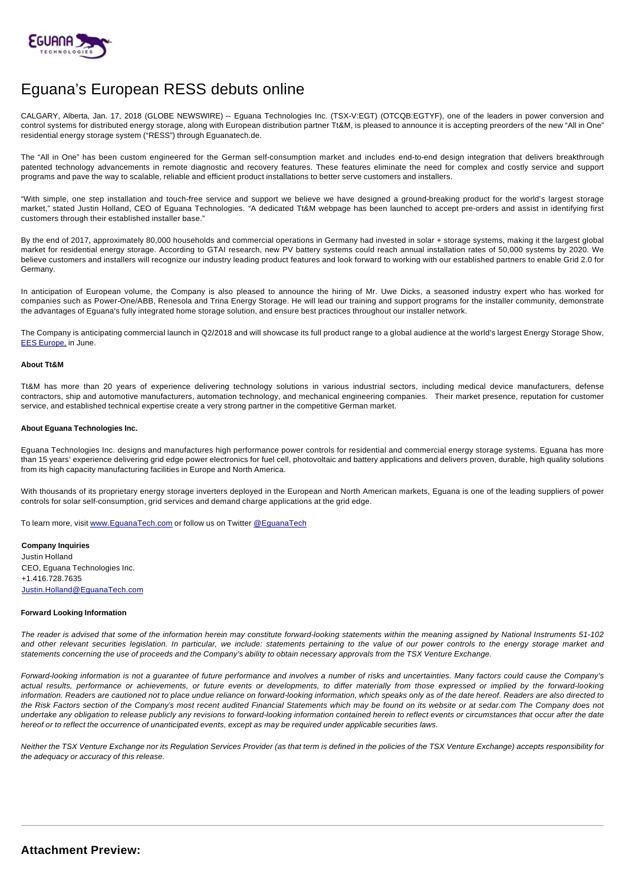# Eguana's European RESS debuts online

CALGARY, Alberta, Jan. 17, 2018 (GLOBE NEWSWIRE) -- Eguana Technologies Inc. (TSX-V:EGT) (OTCQB:EGTYF), one of the leaders in power conversion and control systems for distributed energy storage, along with European distribution partner Tt&M, is pleased to announce it is accepting preorders of the new "All in One" residential energy storage system ("RESS") through Eguanatech.de.

The "All in One" has been custom engineered for the German self-consumption market and includes end-to-end design integration that delivers breakthrough patented technology advancements in remote diagnostic and recovery features. These features eliminate the need for complex and costly service and support programs and pave the way to scalable, reliable and efficient product installations to better serve customers and installers.

"With simple, one step installation and touch-free service and support we believe we have designed a ground-breaking product for the world's largest storage market," stated Justin Holland, CEO of Eguana Technologies. "A dedicated Tt&M webpage has been launched to accept pre-orders and assist in identifying first customers through their established installer base."

By the end of 2017, approximately 80,000 households and commercial operations in Germany had invested in solar + storage systems, making it the largest global market for residential energy storage. According to GTAI research, new PV battery systems could reach annual installation rates of 50,000 systems by 2020. We believe customers and installers will recognize our industry leading product features and look forward to working with our established partners to enable Grid 2.0 for Germany.

In anticipation of European volume, the Company is also pleased to announce the hiring of Mr. Uwe Dicks, a seasoned industry expert who has worked for companies such as Power-One/ABB, Renesola and Trina Energy Storage. He will lead our training and support programs for the installer community, demonstrate the advantages of Eguana's fully integrated home storage solution, and ensure best practices throughout our installer network.

The Company is anticipating commercial launch in Q2/2018 and will showcase its full product range to a global audience at the world's largest Energy Storage Show, EES Europe, in June.

**About Tt&M**

Tt&M has more than 20 years of experience delivering technology solutions in various industrial sectors, including medical device manufacturers, defense contractors, ship and automotive manufacturers, automation technology, and mechanical engineering companies. Their market presence, reputation for customer service, and established technical expertise create a very strong partner in the competitive German market.

**About Eguana Technologies Inc.**

Eguana Technologies Inc. designs and manufactures high performance power controls for residential and commercial energy storage systems. Eguana has more than 15 years' experience delivering grid edge power electronics for fuel cell, photovoltaic and battery applications and delivers proven, durable, high quality solutions from its high capacity manufacturing facilities in Europe and North America.

With thousands of its proprietary energy storage inverters deployed in the European and North American markets, Eguana is one of the leading suppliers of power controls for solar self-consumption, grid services and demand charge applications at the grid edge.

To learn more, visit www.EguanaTech.com or follow us on Twitter @EguanaTech

**Company Inquiries**
Justin Holland
CEO, Eguana Technologies Inc.
+1.416.728.7635
Justin.Holland@EguanaTech.com

**Forward Looking Information**

*The reader is advised that some of the information herein may constitute forward-looking statements within the meaning assigned by National Instruments 51-102 and other relevant securities legislation. In particular, we include: statements pertaining to the value of our power controls to the energy storage market and statements concerning the use of proceeds and the Company's ability to obtain necessary approvals from the TSX Venture Exchange.*

*Forward-looking information is not a guarantee of future performance and involves a number of risks and uncertainties. Many factors could cause the Company's actual results, performance or achievements, or future events or developments, to differ materially from those expressed or implied by the forward-looking information. Readers are cautioned not to place undue reliance on forward-looking information, which speaks only as of the date hereof. Readers are also directed to the Risk Factors section of the Company's most recent audited Financial Statements which may be found on its website or at sedar.com The Company does not undertake any obligation to release publicly any revisions to forward-looking information contained herein to reflect events or circumstances that occur after the date hereof or to reflect the occurrence of unanticipated events, except as may be required under applicable securities laws.*

*Neither the TSX Venture Exchange nor its Regulation Services Provider (as that term is defined in the policies of the TSX Venture Exchange) accepts responsibility for the adequacy or accuracy of this release.*

## Attachment Preview: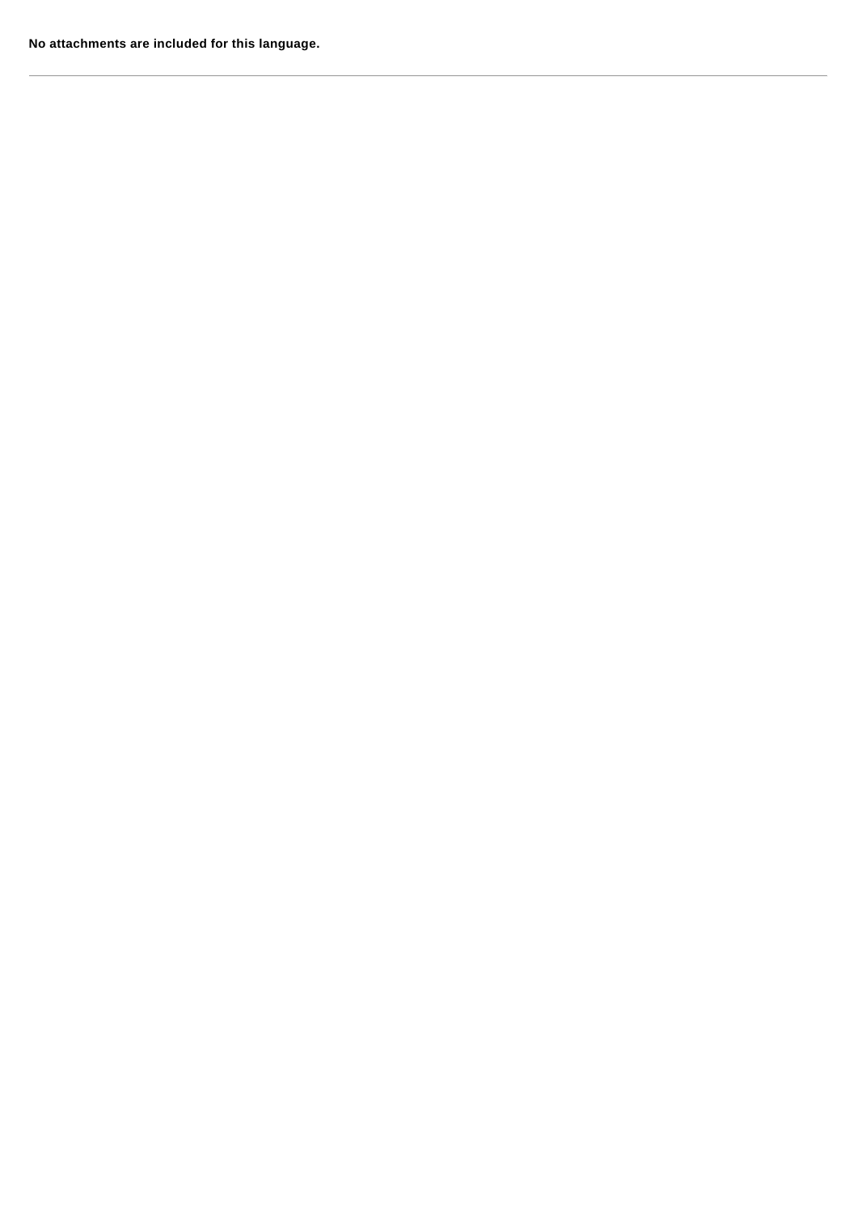**No attachments are included for this language.**

---